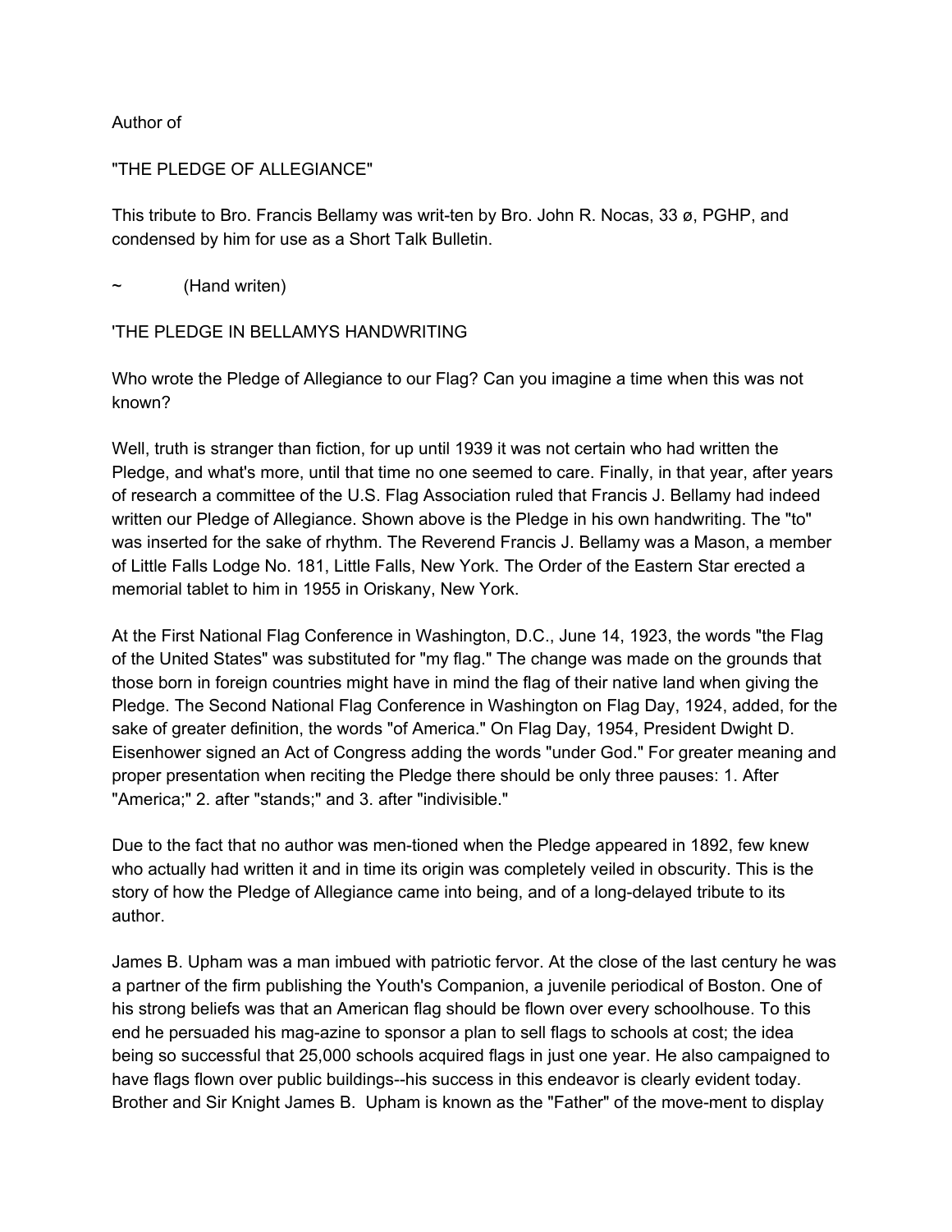Author of

"THE PLEDGE OF ALLEGIANCE"

This tribute to Bro. Francis Bellamy was writ-ten by Bro. John R. Nocas, 33 ø, PGHP, and condensed by him for use as a Short Talk Bulletin.

~ (Hand writen)

'THE PLEDGE IN BELLAMYS HANDWRITING

Who wrote the Pledge of Allegiance to our Flag? Can you imagine a time when this was not known?

Well, truth is stranger than fiction, for up until 1939 it was not certain who had written the Pledge, and what's more, until that time no one seemed to care. Finally, in that year, after years of research a committee of the U.S. Flag Association ruled that Francis J. Bellamy had indeed written our Pledge of Allegiance. Shown above is the Pledge in his own handwriting. The "to" was inserted for the sake of rhythm. The Reverend Francis J. Bellamy was a Mason, a member of Little Falls Lodge No. 181, Little Falls, New York. The Order of the Eastern Star erected a memorial tablet to him in 1955 in Oriskany, New York.

At the First National Flag Conference in Washington, D.C., June 14, 1923, the words "the Flag of the United States" was substituted for "my flag." The change was made on the grounds that those born in foreign countries might have in mind the flag of their native land when giving the Pledge. The Second National Flag Conference in Washington on Flag Day, 1924, added, for the sake of greater definition, the words "of America." On Flag Day, 1954, President Dwight D. Eisenhower signed an Act of Congress adding the words "under God." For greater meaning and proper presentation when reciting the Pledge there should be only three pauses: 1. After "America;" 2. after "stands;" and 3. after "indivisible."

Due to the fact that no author was men-tioned when the Pledge appeared in 1892, few knew who actually had written it and in time its origin was completely veiled in obscurity. This is the story of how the Pledge of Allegiance came into being, and of a long-delayed tribute to its author.

James B. Upham was a man imbued with patriotic fervor. At the close of the last century he was a partner of the firm publishing the Youth's Companion, a juvenile periodical of Boston. One of his strong beliefs was that an American flag should be flown over every schoolhouse. To this end he persuaded his mag-azine to sponsor a plan to sell flags to schools at cost; the idea being so successful that 25,000 schools acquired flags in just one year. He also campaigned to have flags flown over public buildings--his success in this endeavor is clearly evident today. Brother and Sir Knight James B. Upham is known as the "Father" of the move-ment to display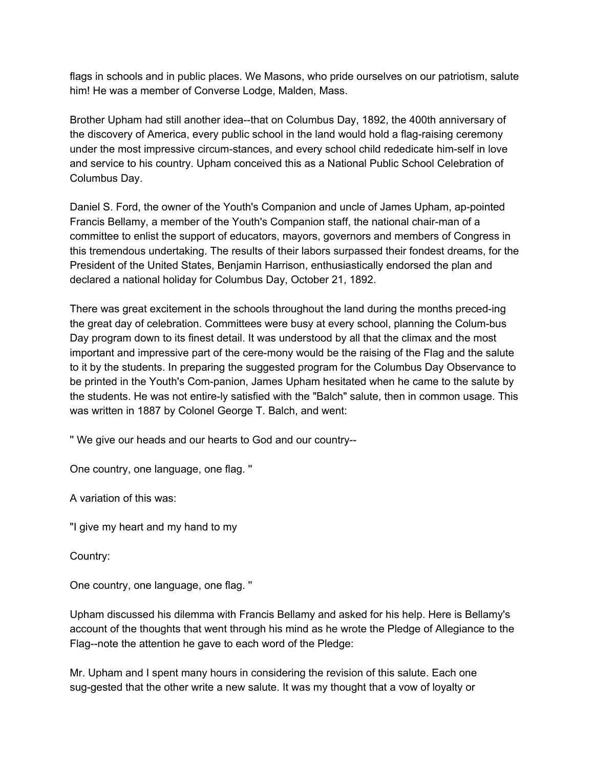flags in schools and in public places. We Masons, who pride ourselves on our patriotism, salute him! He was a member of Converse Lodge, Malden, Mass.

Brother Upham had still another idea--that on Columbus Day, 1892, the 400th anniversary of the discovery of America, every public school in the land would hold a flag-raising ceremony under the most impressive circum-stances, and every school child rededicate him-self in love and service to his country. Upham conceived this as a National Public School Celebration of Columbus Day.

Daniel S. Ford, the owner of the Youth's Companion and uncle of James Upham, ap-pointed Francis Bellamy, a member of the Youth's Companion staff, the national chair-man of a committee to enlist the support of educators, mayors, governors and members of Congress in this tremendous undertaking. The results of their labors surpassed their fondest dreams, for the President of the United States, Benjamin Harrison, enthusiastically endorsed the plan and declared a national holiday for Columbus Day, October 21, 1892.

There was great excitement in the schools throughout the land during the months preced-ing the great day of celebration. Committees were busy at every school, planning the Colum-bus Day program down to its finest detail. It was understood by all that the climax and the most important and impressive part of the cere-mony would be the raising of the Flag and the salute to it by the students. In preparing the suggested program for the Columbus Day Observance to be printed in the Youth's Com-panion, James Upham hesitated when he came to the salute by the students. He was not entire-ly satisfied with the "Balch" salute, then in common usage. This was written in 1887 by Colonel George T. Balch, and went:

" We give our heads and our hearts to God and our country--

One country, one language, one flag. "

A variation of this was:

"I give my heart and my hand to my

Country:

One country, one language, one flag. "

Upham discussed his dilemma with Francis Bellamy and asked for his help. Here is Bellamy's account of the thoughts that went through his mind as he wrote the Pledge of Allegiance to the Flag--note the attention he gave to each word of the Pledge:

Mr. Upham and I spent many hours in considering the revision of this salute. Each one sug-gested that the other write a new salute. It was my thought that a vow of loyalty or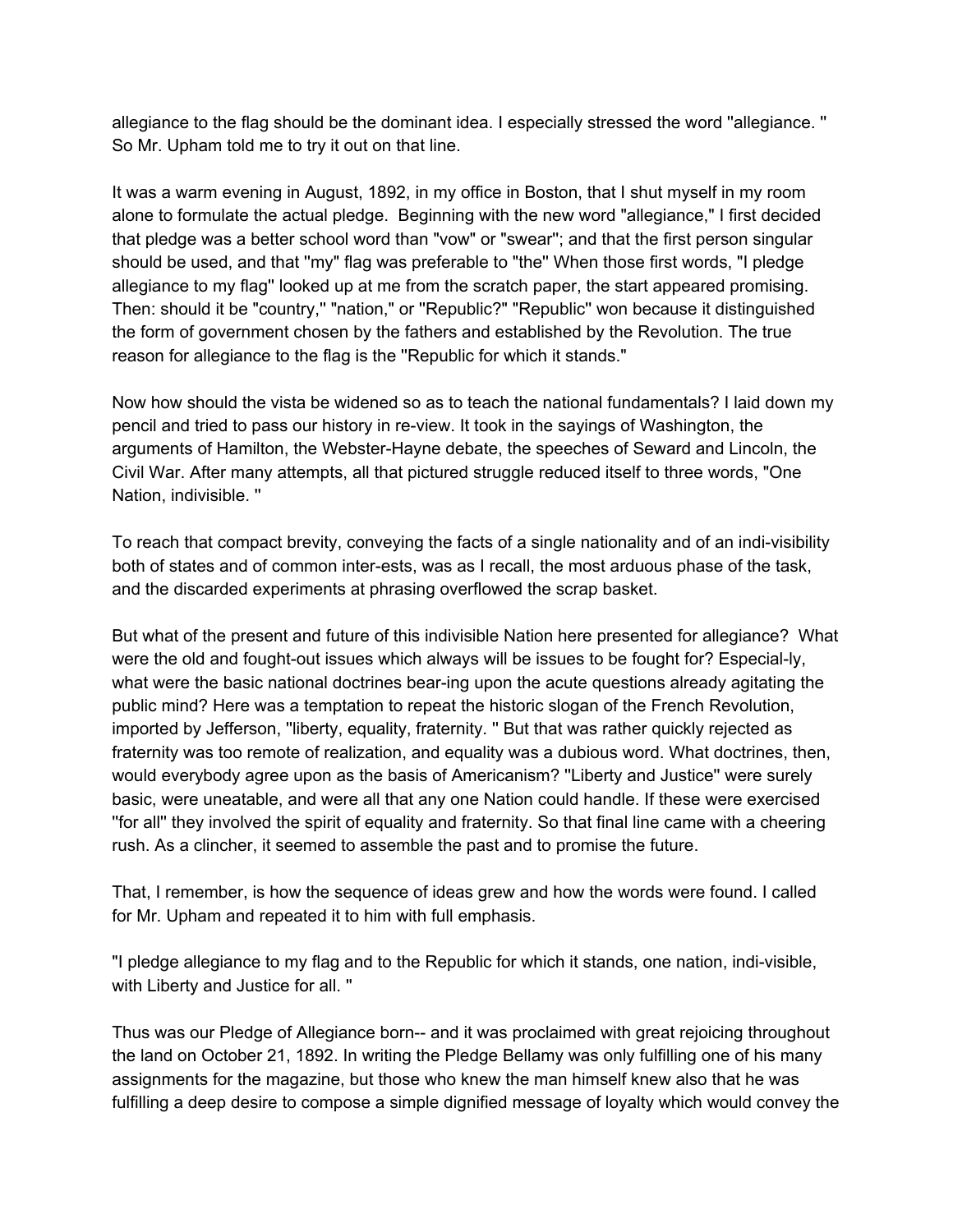allegiance to the flag should be the dominant idea. I especially stressed the word ''allegiance. '' So Mr. Upham told me to try it out on that line.

It was a warm evening in August, 1892, in my office in Boston, that I shut myself in my room alone to formulate the actual pledge.  Beginning with the new word "allegiance," I first decided that pledge was a better school word than "vow" or "swear''; and that the first person singular should be used, and that ''my'' flag was preferable to "the'' When those first words, "I pledge allegiance to my flag'' looked up at me from the scratch paper, the start appeared promising. Then: should it be "country,'' "nation," or ''Republic?" "Republic'' won because it distinguished the form of government chosen by the fathers and established by the Revolution. The true reason for allegiance to the flag is the ''Republic for which it stands."

Now how should the vista be widened so as to teach the national fundamentals? I laid down my pencil and tried to pass our history in re-view. It took in the sayings of Washington, the arguments of Hamilton, the Webster-Hayne debate, the speeches of Seward and Lincoln, the Civil War. After many attempts, all that pictured struggle reduced itself to three words, "One Nation, indivisible. ''

To reach that compact brevity, conveying the facts of a single nationality and of an indi-visibility both of states and of common inter-ests, was as I recall, the most arduous phase of the task, and the discarded experiments at phrasing overflowed the scrap basket.

But what of the present and future of this indivisible Nation here presented for allegiance?  What were the old and fought-out issues which always will be issues to be fought for? Especial-ly, what were the basic national doctrines bear-ing upon the acute questions already agitating the public mind? Here was a temptation to repeat the historic slogan of the French Revolution, imported by Jefferson, ''liberty, equality, fraternity. '' But that was rather quickly rejected as fraternity was too remote of realization, and equality was a dubious word. What doctrines, then, would everybody agree upon as the basis of Americanism? ''Liberty and Justice'' were surely basic, were uneatable, and were all that any one Nation could handle. If these were exercised ''for all'' they involved the spirit of equality and fraternity. So that final line came with a cheering rush. As a clincher, it seemed to assemble the past and to promise the future.

That, I remember, is how the sequence of ideas grew and how the words were found. I called for Mr. Upham and repeated it to him with full emphasis.

"I pledge allegiance to my flag and to the Republic for which it stands, one nation, indi-visible, with Liberty and Justice for all. ''

Thus was our Pledge of Allegiance born-- and it was proclaimed with great rejoicing throughout the land on October 21, 1892. In writing the Pledge Bellamy was only fulfilling one of his many assignments for the magazine, but those who knew the man himself knew also that he was fulfilling a deep desire to compose a simple dignified message of loyalty which would convey the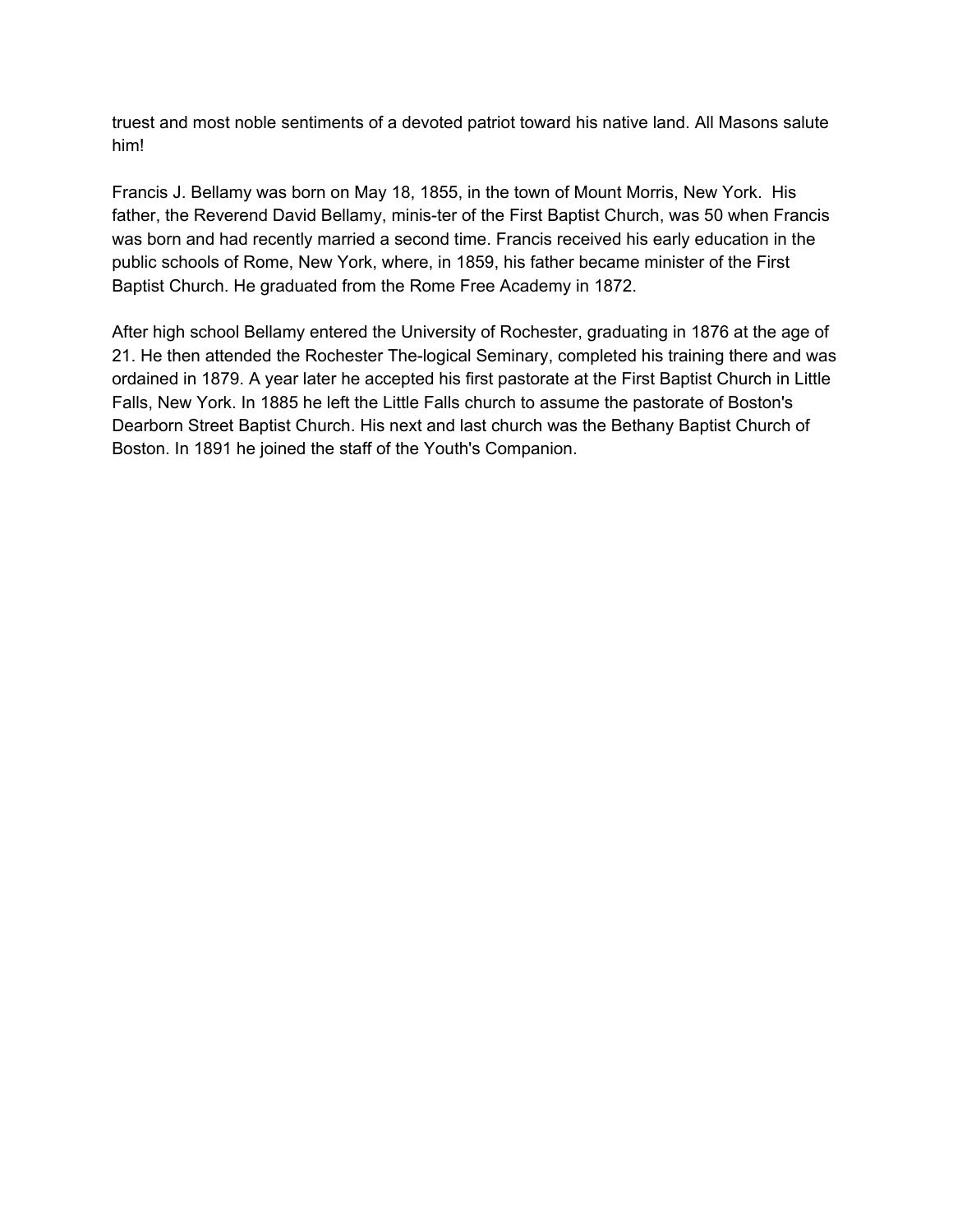truest and most noble sentiments of a devoted patriot toward his native land. All Masons salute him!

Francis J. Bellamy was born on May 18, 1855, in the town of Mount Morris, New York. His father, the Reverend David Bellamy, minis-ter of the First Baptist Church, was 50 when Francis was born and had recently married a second time. Francis received his early education in the public schools of Rome, New York, where, in 1859, his father became minister of the First Baptist Church. He graduated from the Rome Free Academy in 1872.

After high school Bellamy entered the University of Rochester, graduating in 1876 at the age of 21. He then attended the Rochester The-logical Seminary, completed his training there and was ordained in 1879. A year later he accepted his first pastorate at the First Baptist Church in Little Falls, New York. In 1885 he left the Little Falls church to assume the pastorate of Boston's Dearborn Street Baptist Church. His next and last church was the Bethany Baptist Church of Boston. In 1891 he joined the staff of the Youth's Companion.